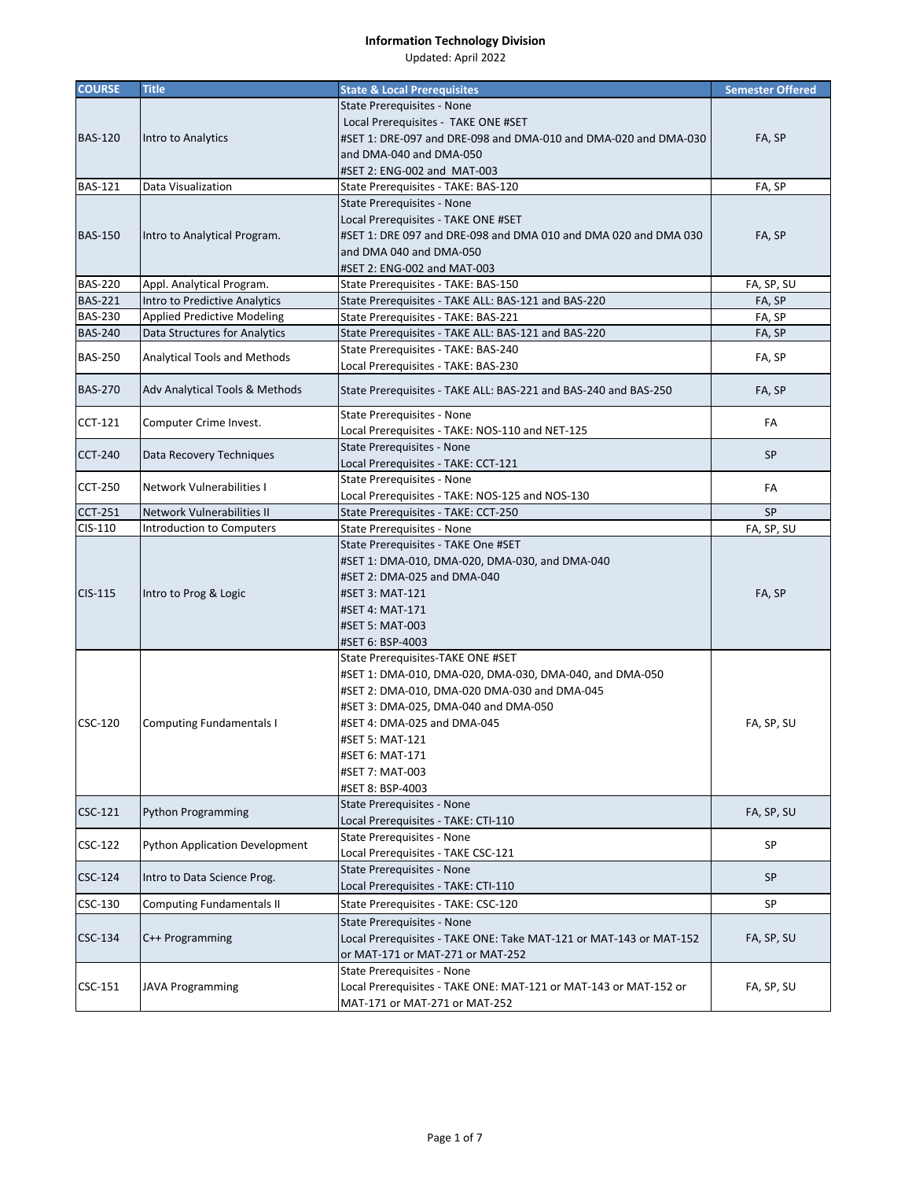**Information Technology Division**

Updated: April 2022

| COURSE | Title | State & Local Prerequisites | Semester Offered |
|---|---|---|---|
| BAS-120 | Intro to Analytics | State Prerequisites - None<br>Local Prerequisites - TAKE ONE #SET<br>#SET 1: DRE-097 and DRE-098 and DMA-010 and DMA-020 and DMA-030 and DMA-040 and DMA-050<br>#SET 2: ENG-002 and MAT-003 | FA, SP |
| BAS-121 | Data Visualization | State Prerequisites - TAKE: BAS-120 | FA, SP |
| BAS-150 | Intro to Analytical Program. | State Prerequisites - None<br>Local Prerequisites - TAKE ONE #SET<br>#SET 1: DRE 097 and DRE-098 and DMA 010 and DMA 020 and DMA 030 and DMA 040 and DMA-050<br>#SET 2: ENG-002 and MAT-003 | FA, SP |
| BAS-220 | Appl. Analytical Program. | State Prerequisites - TAKE: BAS-150 | FA, SP, SU |
| BAS-221 | Intro to Predictive Analytics | State Prerequisites - TAKE ALL: BAS-121 and BAS-220 | FA, SP |
| BAS-230 | Applied Predictive Modeling | State Prerequisites - TAKE: BAS-221 | FA, SP |
| BAS-240 | Data Structures for Analytics | State Prerequisites - TAKE ALL: BAS-121 and BAS-220 | FA, SP |
| BAS-250 | Analytical Tools and Methods | State Prerequisites - TAKE: BAS-240<br>Local Prerequisites - TAKE: BAS-230 | FA, SP |
| BAS-270 | Adv Analytical Tools & Methods | State Prerequisites - TAKE ALL: BAS-221 and BAS-240 and BAS-250 | FA, SP |
| CCT-121 | Computer Crime Invest. | State Prerequisites - None<br>Local Prerequisites - TAKE: NOS-110 and NET-125 | FA |
| CCT-240 | Data Recovery Techniques | State Prerequisites - None<br>Local Prerequisites - TAKE: CCT-121 | SP |
| CCT-250 | Network Vulnerabilities I | State Prerequisites - None<br>Local Prerequisites - TAKE: NOS-125 and NOS-130 | FA |
| CCT-251 | Network Vulnerabilities II | State Prerequisites - TAKE: CCT-250 | SP |
| CIS-110 | Introduction to Computers | State Prerequisites - None | FA, SP, SU |
| CIS-115 | Intro to Prog & Logic | State Prerequisites - TAKE One #SET<br>#SET 1: DMA-010, DMA-020, DMA-030, and DMA-040<br>#SET 2: DMA-025 and DMA-040<br>#SET 3: MAT-121<br>#SET 4: MAT-171<br>#SET 5: MAT-003<br>#SET 6: BSP-4003 | FA, SP |
| CSC-120 | Computing Fundamentals I | State Prerequisites-TAKE ONE #SET<br>#SET 1: DMA-010, DMA-020, DMA-030, DMA-040, and DMA-050<br>#SET 2: DMA-010, DMA-020 DMA-030 and DMA-045<br>#SET 3: DMA-025, DMA-040 and DMA-050<br>#SET 4: DMA-025 and DMA-045<br>#SET 5: MAT-121<br>#SET 6: MAT-171<br>#SET 7: MAT-003<br>#SET 8: BSP-4003 | FA, SP, SU |
| CSC-121 | Python Programming | State Prerequisites - None<br>Local Prerequisites - TAKE: CTI-110 | FA, SP, SU |
| CSC-122 | Python Application Development | State Prerequisites - None<br>Local Prerequisites - TAKE CSC-121 | SP |
| CSC-124 | Intro to Data Science Prog. | State Prerequisites - None<br>Local Prerequisites - TAKE: CTI-110 | SP |
| CSC-130 | Computing Fundamentals II | State Prerequisites - TAKE: CSC-120 | SP |
| CSC-134 | C++ Programming | State Prerequisites - None<br>Local Prerequisites - TAKE ONE: Take MAT-121 or MAT-143 or MAT-152 or MAT-171 or MAT-271 or MAT-252 | FA, SP, SU |
| CSC-151 | JAVA Programming | State Prerequisites - None<br>Local Prerequisites - TAKE ONE: MAT-121 or MAT-143 or MAT-152 or MAT-171 or MAT-271 or MAT-252 | FA, SP, SU |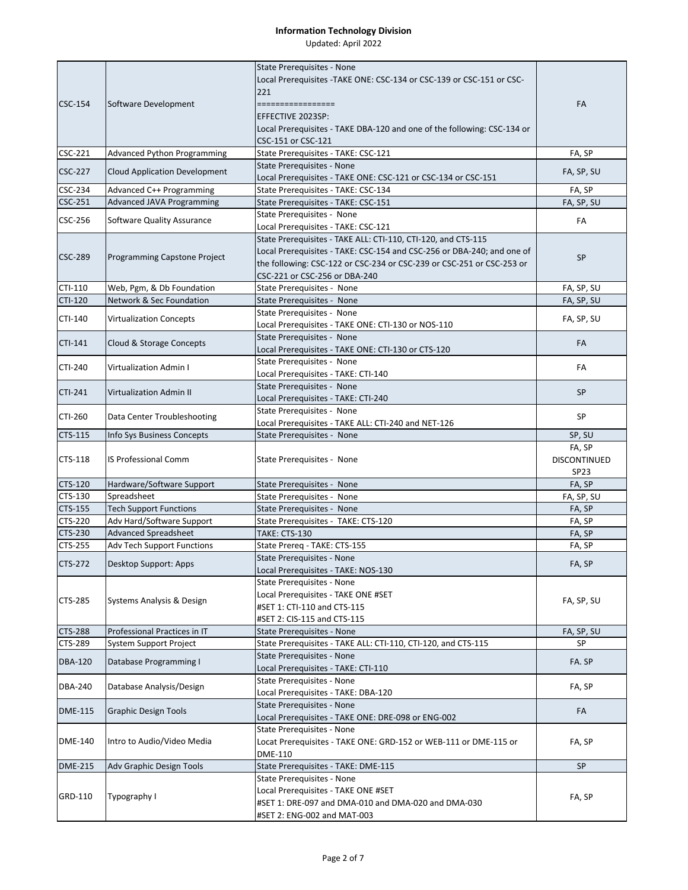**Information Technology Division**

Updated: April 2022

| | | | |
|---|---|---|---|
| CSC-154 | Software Development | State Prerequisites - None<br>Local Prerequisites -TAKE ONE: CSC-134 or CSC-139 or CSC-151 or CSC-221<br>================<br>EFFECTIVE 2023SP:<br>Local Prerequisites - TAKE DBA-120 and one of the following: CSC-134 or CSC-151 or CSC-121 | FA |
| CSC-221 | Advanced Python Programming | State Prerequisites - TAKE: CSC-121 | FA, SP |
| CSC-227 | Cloud Application Development | State Prerequisites - None<br>Local Prerequisites - TAKE ONE: CSC-121 or CSC-134 or CSC-151 | FA, SP, SU |
| CSC-234 | Advanced C++ Programming | State Prerequisites - TAKE: CSC-134 | FA, SP |
| CSC-251 | Advanced JAVA Programming | State Prerequisites - TAKE: CSC-151 | FA, SP, SU |
| CSC-256 | Software Quality Assurance | State Prerequisites - None<br>Local Prerequisites - TAKE: CSC-121 | FA |
| CSC-289 | Programming Capstone Project | State Prerequisites - TAKE ALL: CTI-110, CTI-120, and CTS-115<br>Local Prerequisites - TAKE: CSC-154 and CSC-256 or DBA-240; and one of the following: CSC-122 or CSC-234 or CSC-239 or CSC-251 or CSC-253 or CSC-221 or CSC-256 or DBA-240 | SP |
| CTI-110 | Web, Pgm, & Db Foundation | State Prerequisites - None | FA, SP, SU |
| CTI-120 | Network & Sec Foundation | State Prerequisites - None | FA, SP, SU |
| CTI-140 | Virtualization Concepts | State Prerequisites - None<br>Local Prerequisites - TAKE ONE: CTI-130 or NOS-110 | FA, SP, SU |
| CTI-141 | Cloud & Storage Concepts | State Prerequisites - None<br>Local Prerequisites - TAKE ONE: CTI-130 or CTS-120 | FA |
| CTI-240 | Virtualization Admin I | State Prerequisites - None<br>Local Prerequisites - TAKE: CTI-140 | FA |
| CTI-241 | Virtualization Admin II | State Prerequisites - None<br>Local Prerequisites - TAKE: CTI-240 | SP |
| CTI-260 | Data Center Troubleshooting | State Prerequisites - None<br>Local Prerequisites - TAKE ALL: CTI-240 and NET-126 | SP |
| CTS-115 | Info Sys Business Concepts | State Prerequisites - None | SP, SU |
| CTS-118 | IS Professional Comm | State Prerequisites - None | FA, SP<br>DISCONTINUED<br>SP23 |
| CTS-120 | Hardware/Software Support | State Prerequisites - None | FA, SP |
| CTS-130 | Spreadsheet | State Prerequisites - None | FA, SP, SU |
| CTS-155 | Tech Support Functions | State Prerequisites - None | FA, SP |
| CTS-220 | Adv Hard/Software Support | State Prerequisites - TAKE: CTS-120 | FA, SP |
| CTS-230 | Advanced Spreadsheet | TAKE: CTS-130 | FA, SP |
| CTS-255 | Adv Tech Support Functions | State Prereq - TAKE: CTS-155 | FA, SP |
| CTS-272 | Desktop Support: Apps | State Prerequisites - None<br>Local Prerequisites - TAKE: NOS-130 | FA, SP |
| CTS-285 | Systems Analysis & Design | State Prerequisites - None<br>Local Prerequisites - TAKE ONE #SET<br>#SET 1: CTI-110 and CTS-115<br>#SET 2: CIS-115 and CTS-115 | FA, SP, SU |
| CTS-288 | Professional Practices in IT | State Prerequisites - None | FA, SP, SU |
| CTS-289 | System Support Project | State Prerequisites - TAKE ALL: CTI-110, CTI-120, and CTS-115 | SP |
| DBA-120 | Database Programming I | State Prerequisites - None<br>Local Prerequisites - TAKE: CTI-110 | FA. SP |
| DBA-240 | Database Analysis/Design | State Prerequisites - None<br>Local Prerequisites - TAKE: DBA-120 | FA, SP |
| DME-115 | Graphic Design Tools | State Prerequisites - None<br>Local Prerequisites - TAKE ONE: DRE-098 or ENG-002 | FA |
| DME-140 | Intro to Audio/Video Media | State Prerequisites - None<br>Locat Prerequisites - TAKE ONE: GRD-152 or WEB-111 or DME-115 or DME-110 | FA, SP |
| DME-215 | Adv Graphic Design Tools | State Prerequisites - TAKE: DME-115 | SP |
| GRD-110 | Typography I | State Prerequisites - None<br>Local Prerequisites - TAKE ONE #SET<br>#SET 1: DRE-097 and DMA-010 and DMA-020 and DMA-030<br>#SET 2: ENG-002 and MAT-003 | FA, SP |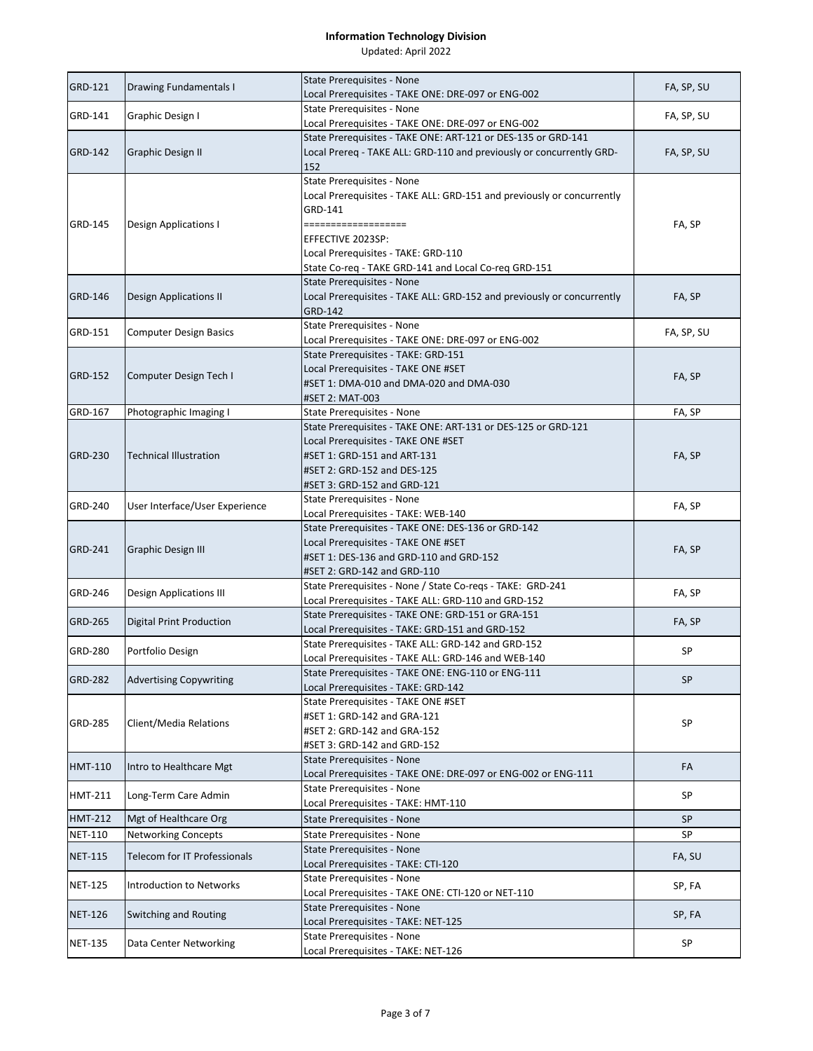**Information Technology Division**

Updated: April 2022

| Course | Title | Prerequisites | Terms |
| --- | --- | --- | --- |
| GRD-121 | Drawing Fundamentals I | State Prerequisites - None<br>Local Prerequisites - TAKE ONE: DRE-097 or ENG-002 | FA, SP, SU |
| GRD-141 | Graphic Design I | State Prerequisites - None<br>Local Prerequisites - TAKE ONE: DRE-097 or ENG-002 | FA, SP, SU |
| GRD-142 | Graphic Design II | State Prerequisites - TAKE ONE: ART-121 or DES-135 or GRD-141<br>Local Prereq - TAKE ALL: GRD-110 and previously or concurrently GRD-152 | FA, SP, SU |
| GRD-145 | Design Applications I | State Prerequisites - None<br>Local Prerequisites - TAKE ALL: GRD-151 and previously or concurrently GRD-141<br>==================<br>EFFECTIVE 2023SP:<br>Local Prerequisites - TAKE: GRD-110<br>State Co-req - TAKE GRD-141 and Local Co-req GRD-151 | FA, SP |
| GRD-146 | Design Applications II | State Prerequisites - None<br>Local Prerequisites - TAKE ALL: GRD-152 and previously or concurrently GRD-142 | FA, SP |
| GRD-151 | Computer Design Basics | State Prerequisites - None<br>Local Prerequisites - TAKE ONE: DRE-097 or ENG-002 | FA, SP, SU |
| GRD-152 | Computer Design Tech I | State Prerequisites - TAKE: GRD-151<br>Local Prerequisites - TAKE ONE #SET<br>#SET 1: DMA-010 and DMA-020 and DMA-030<br>#SET 2: MAT-003 | FA, SP |
| GRD-167 | Photographic Imaging I | State Prerequisites - None | FA, SP |
| GRD-230 | Technical Illustration | State Prerequisites - TAKE ONE: ART-131 or DES-125 or GRD-121<br>Local Prerequisites - TAKE ONE #SET<br>#SET 1: GRD-151 and ART-131<br>#SET 2: GRD-152 and DES-125<br>#SET 3: GRD-152 and GRD-121 | FA, SP |
| GRD-240 | User Interface/User Experience | State Prerequisites - None<br>Local Prerequisites - TAKE: WEB-140 | FA, SP |
| GRD-241 | Graphic Design III | State Prerequisites - TAKE ONE: DES-136 or GRD-142<br>Local Prerequisites - TAKE ONE #SET<br>#SET 1: DES-136 and GRD-110 and GRD-152<br>#SET 2: GRD-142 and GRD-110 | FA, SP |
| GRD-246 | Design Applications III | State Prerequisites - None / State Co-reqs - TAKE: GRD-241<br>Local Prerequisites - TAKE ALL: GRD-110 and GRD-152 | FA, SP |
| GRD-265 | Digital Print Production | State Prerequisites - TAKE ONE: GRD-151 or GRA-151<br>Local Prerequisites - TAKE: GRD-151 and GRD-152 | FA, SP |
| GRD-280 | Portfolio Design | State Prerequisites - TAKE ALL: GRD-142 and GRD-152<br>Local Prerequisites - TAKE ALL: GRD-146 and WEB-140 | SP |
| GRD-282 | Advertising Copywriting | State Prerequisites - TAKE ONE: ENG-110 or ENG-111<br>Local Prerequisites - TAKE: GRD-142 | SP |
| GRD-285 | Client/Media Relations | State Prerequisites - TAKE ONE #SET<br>#SET 1: GRD-142 and GRA-121<br>#SET 2: GRD-142 and GRA-152<br>#SET 3: GRD-142 and GRD-152 | SP |
| HMT-110 | Intro to Healthcare Mgt | State Prerequisites - None<br>Local Prerequisites - TAKE ONE: DRE-097 or ENG-002 or ENG-111 | FA |
| HMT-211 | Long-Term Care Admin | State Prerequisites - None<br>Local Prerequisites - TAKE: HMT-110 | SP |
| HMT-212 | Mgt of Healthcare Org | State Prerequisites - None | SP |
| NET-110 | Networking Concepts | State Prerequisites - None | SP |
| NET-115 | Telecom for IT Professionals | State Prerequisites - None<br>Local Prerequisites - TAKE: CTI-120 | FA, SU |
| NET-125 | Introduction to Networks | State Prerequisites - None<br>Local Prerequisites - TAKE ONE: CTI-120 or NET-110 | SP, FA |
| NET-126 | Switching and Routing | State Prerequisites - None<br>Local Prerequisites - TAKE: NET-125 | SP, FA |
| NET-135 | Data Center Networking | State Prerequisites - None<br>Local Prerequisites - TAKE: NET-126 | SP |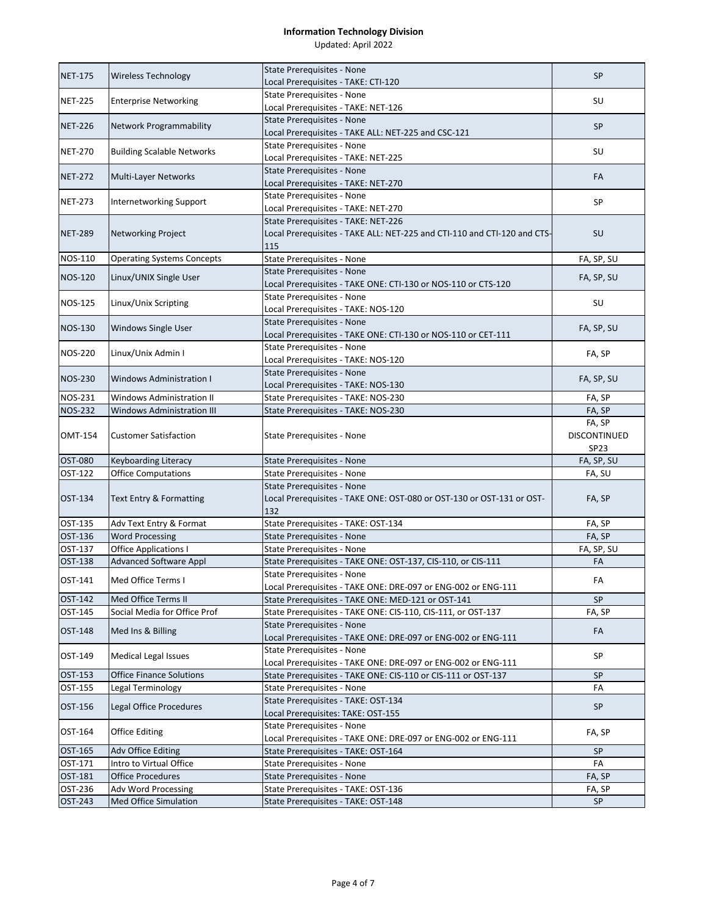# Information Technology Division

Updated: April 2022

| | | | |
|---|---|---|---|
| NET-175 | Wireless Technology | State Prerequisites - None<br>Local Prerequisites - TAKE: CTI-120 | SP |
| NET-225 | Enterprise Networking | State Prerequisites - None<br>Local Prerequisites - TAKE: NET-126 | SU |
| NET-226 | Network Programmability | State Prerequisites - None<br>Local Prerequisites - TAKE ALL: NET-225 and CSC-121 | SP |
| NET-270 | Building Scalable Networks | State Prerequisites - None<br>Local Prerequisites - TAKE: NET-225 | SU |
| NET-272 | Multi-Layer Networks | State Prerequisites - None<br>Local Prerequisites - TAKE: NET-270 | FA |
| NET-273 | Internetworking Support | State Prerequisites - None<br>Local Prerequisites - TAKE: NET-270 | SP |
| NET-289 | Networking Project | State Prerequisites - TAKE: NET-226<br>Local Prerequisites - TAKE ALL: NET-225 and CTI-110 and CTI-120 and CTS-115 | SU |
| NOS-110 | Operating Systems Concepts | State Prerequisites - None | FA, SP, SU |
| NOS-120 | Linux/UNIX Single User | State Prerequisites - None<br>Local Prerequisites - TAKE ONE: CTI-130 or NOS-110 or CTS-120 | FA, SP, SU |
| NOS-125 | Linux/Unix Scripting | State Prerequisites - None<br>Local Prerequisites - TAKE: NOS-120 | SU |
| NOS-130 | Windows Single User | State Prerequisites - None<br>Local Prerequisites - TAKE ONE: CTI-130 or NOS-110 or CET-111 | FA, SP, SU |
| NOS-220 | Linux/Unix Admin I | State Prerequisites - None<br>Local Prerequisites - TAKE: NOS-120 | FA, SP |
| NOS-230 | Windows Administration I | State Prerequisites - None<br>Local Prerequisites - TAKE: NOS-130 | FA, SP, SU |
| NOS-231 | Windows Administration II | State Prerequisites - TAKE: NOS-230 | FA, SP |
| NOS-232 | Windows Administration III | State Prerequisites - TAKE: NOS-230 | FA, SP |
| OMT-154 | Customer Satisfaction | State Prerequisites - None | FA, SP<br>DISCONTINUED<br>SP23 |
| OST-080 | Keyboarding Literacy | State Prerequisites - None | FA, SP, SU |
| OST-122 | Office Computations | State Prerequisites - None | FA, SU |
| OST-134 | Text Entry & Formatting | State Prerequisites - None<br>Local Prerequisites - TAKE ONE: OST-080 or OST-130 or OST-131 or OST-132 | FA, SP |
| OST-135 | Adv Text Entry & Format | State Prerequisites - TAKE: OST-134 | FA, SP |
| OST-136 | Word Processing | State Prerequisites - None | FA, SP |
| OST-137 | Office Applications I | State Prerequisites - None | FA, SP, SU |
| OST-138 | Advanced Software Appl | State Prerequisites - TAKE ONE: OST-137, CIS-110, or CIS-111 | FA |
| OST-141 | Med Office Terms I | State Prerequisites - None<br>Local Prerequisites - TAKE ONE: DRE-097 or ENG-002 or ENG-111 | FA |
| OST-142 | Med Office Terms II | State Prerequisites - TAKE ONE: MED-121 or OST-141 | SP |
| OST-145 | Social Media for Office Prof | State Prerequisites - TAKE ONE: CIS-110, CIS-111, or OST-137 | FA, SP |
| OST-148 | Med Ins & Billing | State Prerequisites - None<br>Local Prerequisites - TAKE ONE: DRE-097 or ENG-002 or ENG-111 | FA |
| OST-149 | Medical Legal Issues | State Prerequisites - None<br>Local Prerequisites - TAKE ONE: DRE-097 or ENG-002 or ENG-111 | SP |
| OST-153 | Office Finance Solutions | State Prerequisites - TAKE ONE: CIS-110 or CIS-111 or OST-137 | SP |
| OST-155 | Legal Terminology | State Prerequisites - None | FA |
| OST-156 | Legal Office Procedures | State Prerequisites - TAKE: OST-134<br>Local Prerequisites: TAKE: OST-155 | SP |
| OST-164 | Office Editing | State Prerequisites - None<br>Local Prerequisites - TAKE ONE: DRE-097 or ENG-002 or ENG-111 | FA, SP |
| OST-165 | Adv Office Editing | State Prerequisites - TAKE: OST-164 | SP |
| OST-171 | Intro to Virtual Office | State Prerequisites - None | FA |
| OST-181 | Office Procedures | State Prerequisites - None | FA, SP |
| OST-236 | Adv Word Processing | State Prerequisites - TAKE: OST-136 | FA, SP |
| OST-243 | Med Office Simulation | State Prerequisites - TAKE: OST-148 | SP |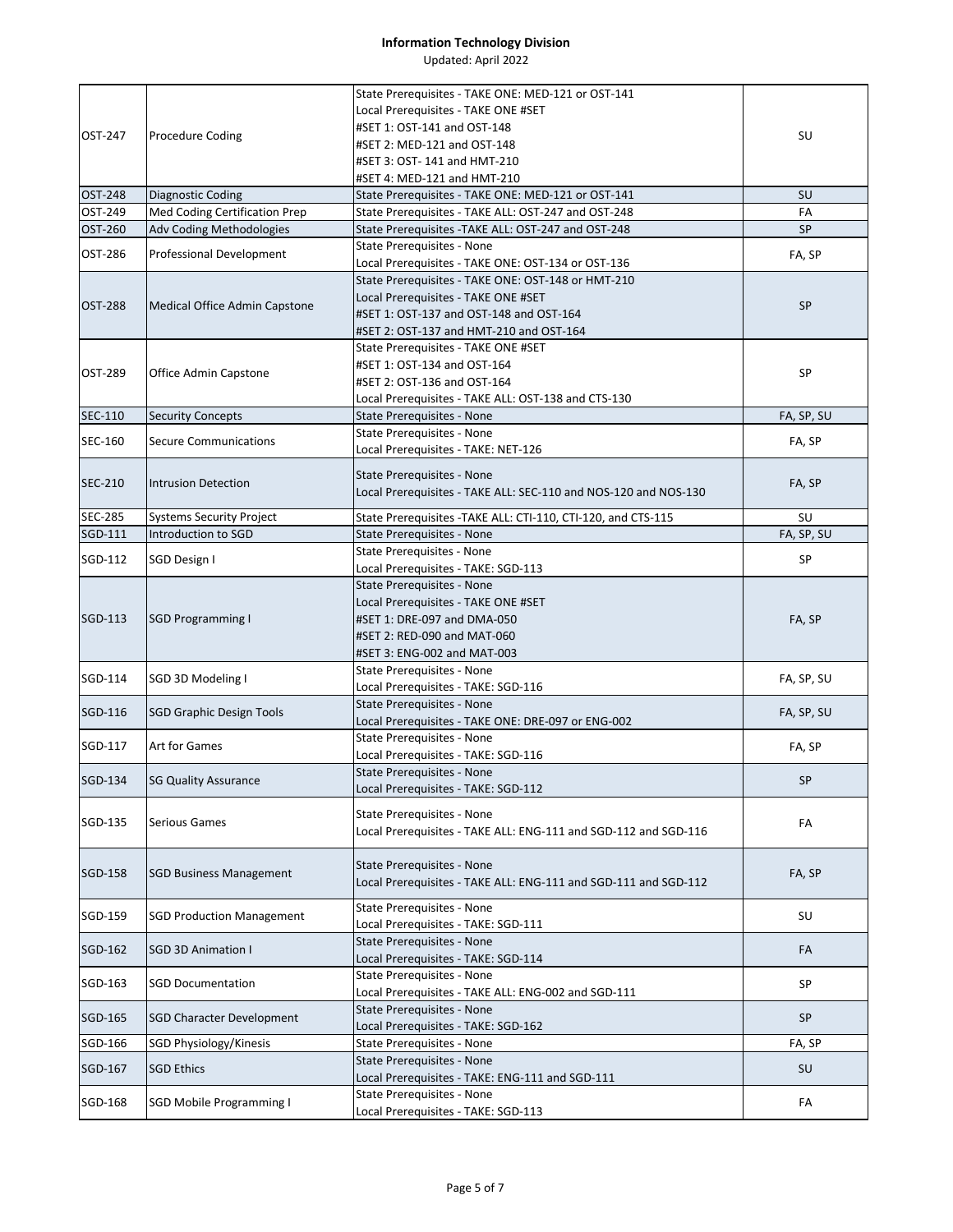**Information Technology Division**

Updated: April 2022

| | | | |
|---|---|---|---|
| OST-247 | Procedure Coding | State Prerequisites - TAKE ONE: MED-121 or OST-141<br>Local Prerequisites - TAKE ONE #SET<br>#SET 1: OST-141 and OST-148<br>#SET 2: MED-121 and OST-148<br>#SET 3: OST- 141 and HMT-210<br>#SET 4: MED-121 and HMT-210 | SU |
| OST-248 | Diagnostic Coding | State Prerequisites - TAKE ONE: MED-121 or OST-141 | SU |
| OST-249 | Med Coding Certification Prep | State Prerequisites - TAKE ALL: OST-247 and OST-248 | FA |
| OST-260 | Adv Coding Methodologies | State Prerequisites -TAKE ALL: OST-247 and OST-248 | SP |
| OST-286 | Professional Development | State Prerequisites - None<br>Local Prerequisites - TAKE ONE: OST-134 or OST-136 | FA, SP |
| OST-288 | Medical Office Admin Capstone | State Prerequisites - TAKE ONE: OST-148 or HMT-210<br>Local Prerequisites - TAKE ONE #SET<br>#SET 1: OST-137 and OST-148 and OST-164<br>#SET 2: OST-137 and HMT-210 and OST-164 | SP |
| OST-289 | Office Admin Capstone | State Prerequisites - TAKE ONE #SET<br>#SET 1: OST-134 and OST-164<br>#SET 2: OST-136 and OST-164<br>Local Prerequisites - TAKE ALL: OST-138 and CTS-130 | SP |
| SEC-110 | Security Concepts | State Prerequisites - None | FA, SP, SU |
| SEC-160 | Secure Communications | State Prerequisites - None<br>Local Prerequisites - TAKE: NET-126 | FA, SP |
| SEC-210 | Intrusion Detection | State Prerequisites - None<br>Local Prerequisites - TAKE ALL: SEC-110 and NOS-120 and NOS-130 | FA, SP |
| SEC-285 | Systems Security Project | State Prerequisites -TAKE ALL: CTI-110, CTI-120, and CTS-115 | SU |
| SGD-111 | Introduction to SGD | State Prerequisites - None | FA, SP, SU |
| SGD-112 | SGD Design I | State Prerequisites - None<br>Local Prerequisites - TAKE: SGD-113 | SP |
| SGD-113 | SGD Programming I | State Prerequisites - None<br>Local Prerequisites - TAKE ONE #SET<br>#SET 1: DRE-097 and DMA-050<br>#SET 2: RED-090 and MAT-060<br>#SET 3: ENG-002 and MAT-003 | FA, SP |
| SGD-114 | SGD 3D Modeling I | State Prerequisites - None<br>Local Prerequisites - TAKE: SGD-116 | FA, SP, SU |
| SGD-116 | SGD Graphic Design Tools | State Prerequisites - None<br>Local Prerequisites - TAKE ONE: DRE-097 or ENG-002 | FA, SP, SU |
| SGD-117 | Art for Games | State Prerequisites - None<br>Local Prerequisites - TAKE: SGD-116 | FA, SP |
| SGD-134 | SG Quality Assurance | State Prerequisites - None<br>Local Prerequisites - TAKE: SGD-112 | SP |
| SGD-135 | Serious Games | State Prerequisites - None<br>Local Prerequisites - TAKE ALL: ENG-111 and SGD-112 and SGD-116 | FA |
| SGD-158 | SGD Business Management | State Prerequisites - None<br>Local Prerequisites - TAKE ALL: ENG-111 and SGD-111 and SGD-112 | FA, SP |
| SGD-159 | SGD Production Management | State Prerequisites - None<br>Local Prerequisites - TAKE: SGD-111 | SU |
| SGD-162 | SGD 3D Animation I | State Prerequisites - None<br>Local Prerequisites - TAKE: SGD-114 | FA |
| SGD-163 | SGD Documentation | State Prerequisites - None<br>Local Prerequisites - TAKE ALL: ENG-002 and SGD-111 | SP |
| SGD-165 | SGD Character Development | State Prerequisites - None<br>Local Prerequisites - TAKE: SGD-162 | SP |
| SGD-166 | SGD Physiology/Kinesis | State Prerequisites - None | FA, SP |
| SGD-167 | SGD Ethics | State Prerequisites - None<br>Local Prerequisites - TAKE: ENG-111 and SGD-111 | SU |
| SGD-168 | SGD Mobile Programming I | State Prerequisites - None<br>Local Prerequisites - TAKE: SGD-113 | FA |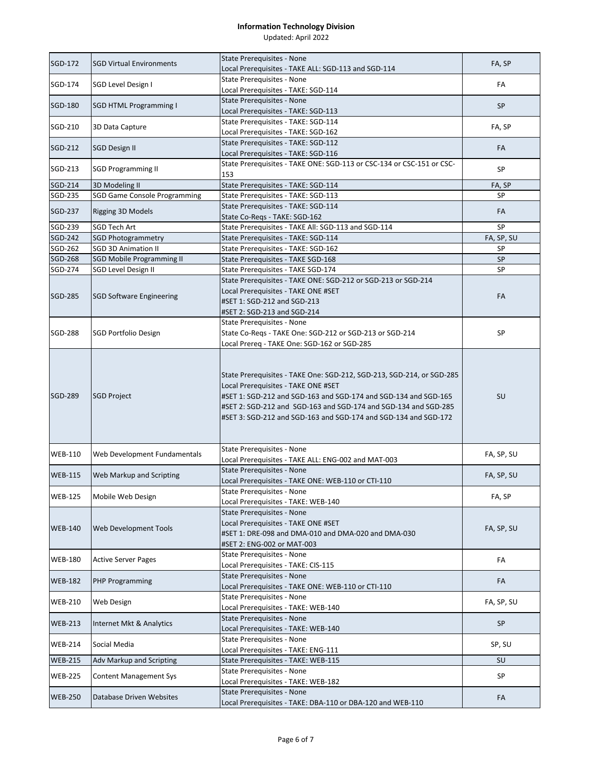**Information Technology Division**

Updated: April 2022

| | | | |
|---|---|---|---|
| SGD-172 | SGD Virtual Environments | State Prerequisites - None<br>Local Prerequisites - TAKE ALL: SGD-113 and SGD-114 | FA, SP |
| SGD-174 | SGD Level Design I | State Prerequisites - None<br>Local Prerequisites - TAKE: SGD-114 | FA |
| SGD-180 | SGD HTML Programming I | State Prerequisites - None<br>Local Prerequisites - TAKE: SGD-113 | SP |
| SGD-210 | 3D Data Capture | State Prerequisites - TAKE: SGD-114<br>Local Prerequisites - TAKE: SGD-162 | FA, SP |
| SGD-212 | SGD Design II | State Prerequisites - TAKE: SGD-112<br>Local Prerequisites - TAKE: SGD-116 | FA |
| SGD-213 | SGD Programming II | State Prerequisites - TAKE ONE: SGD-113 or CSC-134 or CSC-151 or CSC-153 | SP |
| SGD-214 | 3D Modeling II | State Prerequisites - TAKE: SGD-114 | FA, SP |
| SGD-235 | SGD Game Console Programming | State Prerequisites - TAKE: SGD-113 | SP |
| SGD-237 | Rigging 3D Models | State Prerequisites - TAKE: SGD-114<br>State Co-Reqs - TAKE: SGD-162 | FA |
| SGD-239 | SGD Tech Art | State Prerequisites - TAKE All: SGD-113 and SGD-114 | SP |
| SGD-242 | SGD Photogrammetry | State Prerequisites - TAKE: SGD-114 | FA, SP, SU |
| SGD-262 | SGD 3D Animation II | State Prerequisites - TAKE: SGD-162 | SP |
| SGD-268 | SGD Mobile Programming II | State Prerequisites - TAKE SGD-168 | SP |
| SGD-274 | SGD Level Design II | State Prerequisites - TAKE SGD-174 | SP |
| SGD-285 | SGD Software Engineering | State Prerequisites - TAKE ONE: SGD-212 or SGD-213 or SGD-214<br>Local Prerequisites - TAKE ONE #SET<br>#SET 1: SGD-212 and SGD-213<br>#SET 2: SGD-213 and SGD-214 | FA |
| SGD-288 | SGD Portfolio Design | State Prerequisites - None<br>State Co-Reqs - TAKE One: SGD-212 or SGD-213 or SGD-214<br>Local Prereq - TAKE One: SGD-162 or SGD-285 | SP |
| SGD-289 | SGD Project | State Prerequisites - TAKE One: SGD-212, SGD-213, SGD-214, or SGD-285<br>Local Prerequisites - TAKE ONE #SET<br>#SET 1: SGD-212 and SGD-163 and SGD-174 and SGD-134 and SGD-165<br>#SET 2: SGD-212 and SGD-163 and SGD-174 and SGD-134 and SGD-285<br>#SET 3: SGD-212 and SGD-163 and SGD-174 and SGD-134 and SGD-172 | SU |
| WEB-110 | Web Development Fundamentals | State Prerequisites - None<br>Local Prerequisites - TAKE ALL: ENG-002 and MAT-003 | FA, SP, SU |
| WEB-115 | Web Markup and Scripting | State Prerequisites - None<br>Local Prerequisites - TAKE ONE: WEB-110 or CTI-110 | FA, SP, SU |
| WEB-125 | Mobile Web Design | State Prerequisites - None<br>Local Prerequisites - TAKE: WEB-140 | FA, SP |
| WEB-140 | Web Development Tools | State Prerequisites - None<br>Local Prerequisites - TAKE ONE #SET<br>#SET 1: DRE-098 and DMA-010 and DMA-020 and DMA-030<br>#SET 2: ENG-002 or MAT-003 | FA, SP, SU |
| WEB-180 | Active Server Pages | State Prerequisites - None<br>Local Prerequisites - TAKE: CIS-115 | FA |
| WEB-182 | PHP Programming | State Prerequisites - None<br>Local Prerequisites - TAKE ONE: WEB-110 or CTI-110 | FA |
| WEB-210 | Web Design | State Prerequisites - None<br>Local Prerequisites - TAKE: WEB-140 | FA, SP, SU |
| WEB-213 | Internet Mkt & Analytics | State Prerequisites - None<br>Local Prerequisites - TAKE: WEB-140 | SP |
| WEB-214 | Social Media | State Prerequisites - None<br>Local Prerequisites - TAKE: ENG-111 | SP, SU |
| WEB-215 | Adv Markup and Scripting | State Prerequisites - TAKE: WEB-115 | SU |
| WEB-225 | Content Management Sys | State Prerequisites - None<br>Local Prerequisites - TAKE: WEB-182 | SP |
| WEB-250 | Database Driven Websites | State Prerequisites - None<br>Local Prerequisites - TAKE: DBA-110 or DBA-120 and WEB-110 | FA |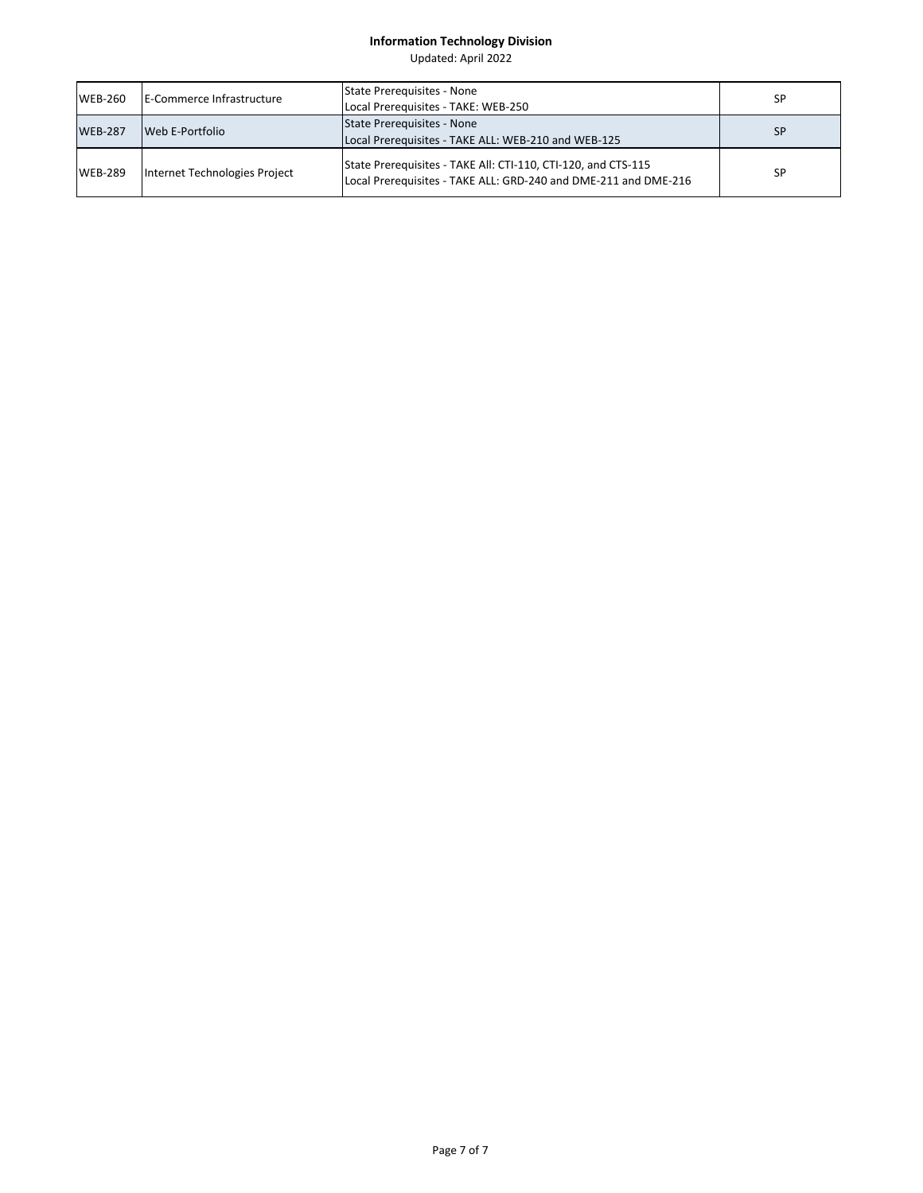| | | | |
|---|---|---|---|
| WEB-260 | E-Commerce Infrastructure | State Prerequisites - None<br>Local Prerequisites - TAKE: WEB-250 | SP |
| WEB-287 | Web E-Portfolio | State Prerequisites - None<br>Local Prerequisites - TAKE ALL: WEB-210 and WEB-125 | SP |
| WEB-289 | Internet Technologies Project | State Prerequisites - TAKE All: CTI-110, CTI-120, and CTS-115<br>Local Prerequisites - TAKE ALL: GRD-240 and DME-211 and DME-216 | SP |